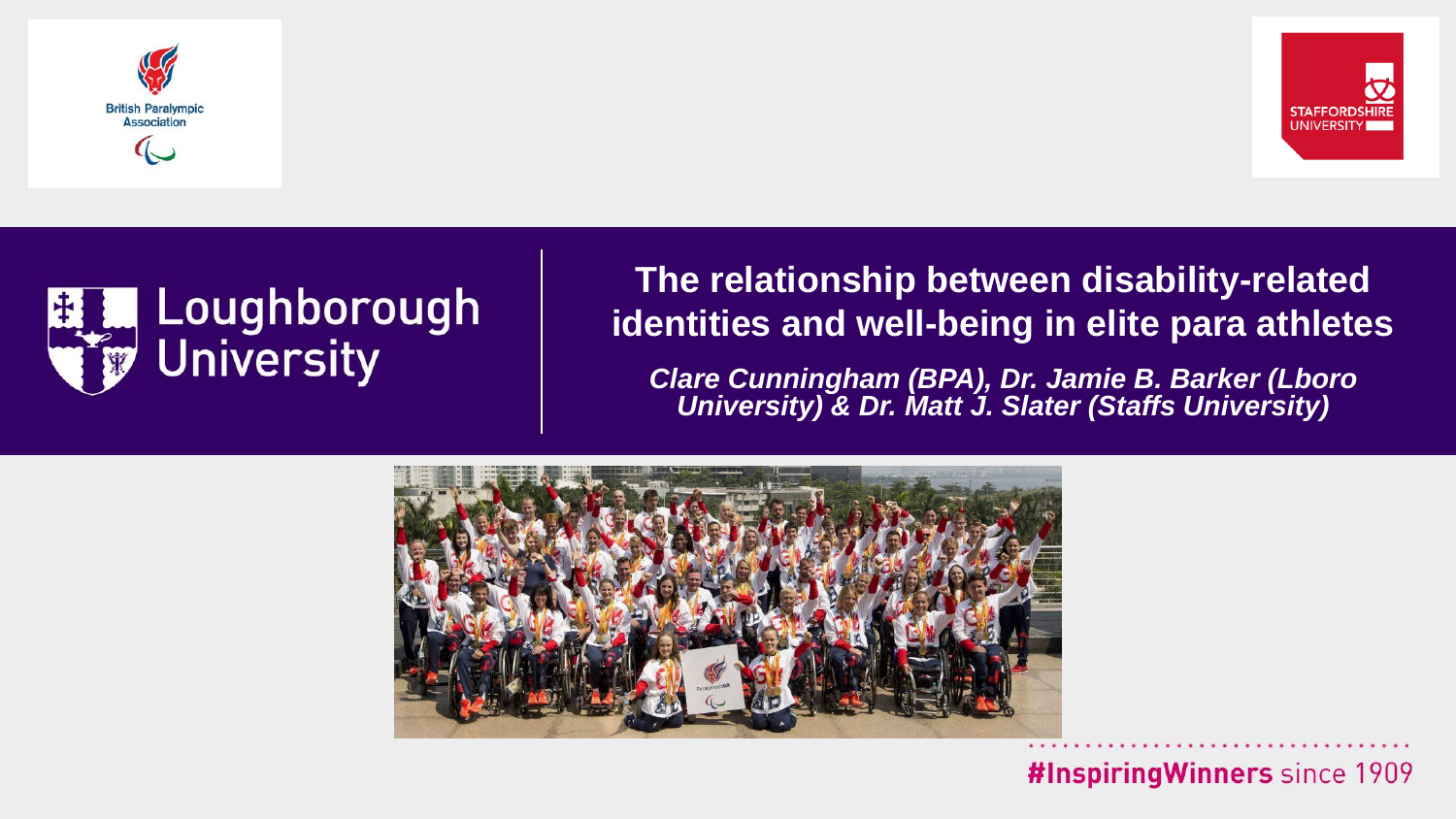British Paralympic Association

Loughborough University

# The relationship between disability-related identities and well-being in elite para athletes

*Clare Cunningham (BPA), Dr. Jamie B. Barker (Lboro University) & Dr. Matt J. Slater (Staffs University)*

STAFFORDSHIRE UNIVERSITY

#InspiringWinners since 1909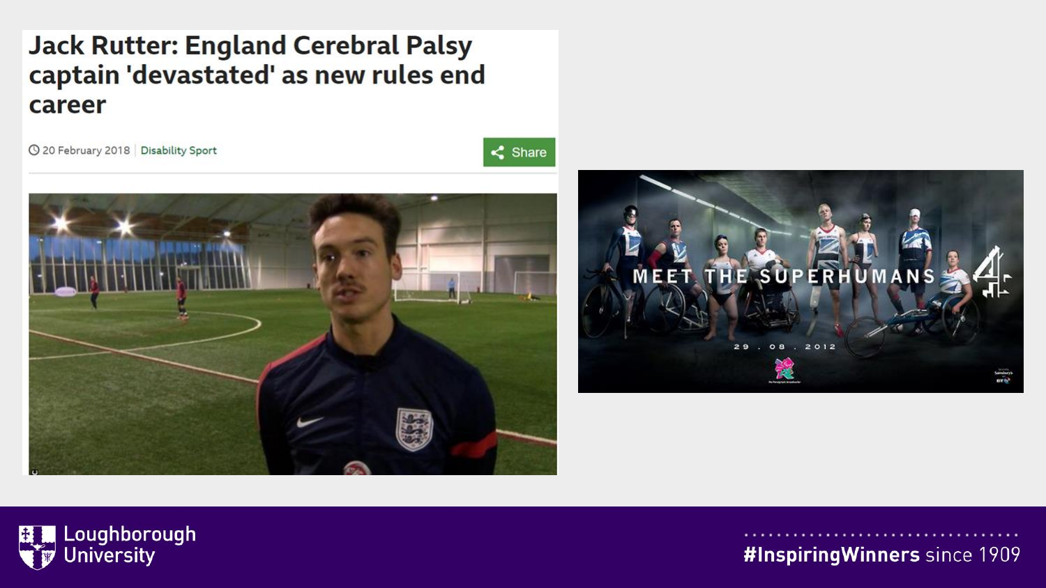# Jack Rutter: England Cerebral Palsy captain 'devastated' as new rules end career

20 February 2018 | Disability Sport

Share

MEET THE SUPERHUMANS

29 . 08 . 2012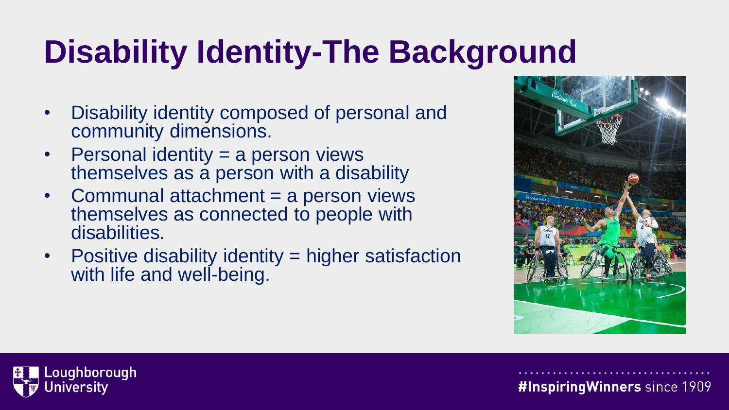# Disability Identity-The Background

- Disability identity composed of personal and community dimensions.
- Personal identity = a person views themselves as a person with a disability
- Communal attachment = a person views themselves as connected to people with disabilities.
- Positive disability identity = higher satisfaction with life and well-being.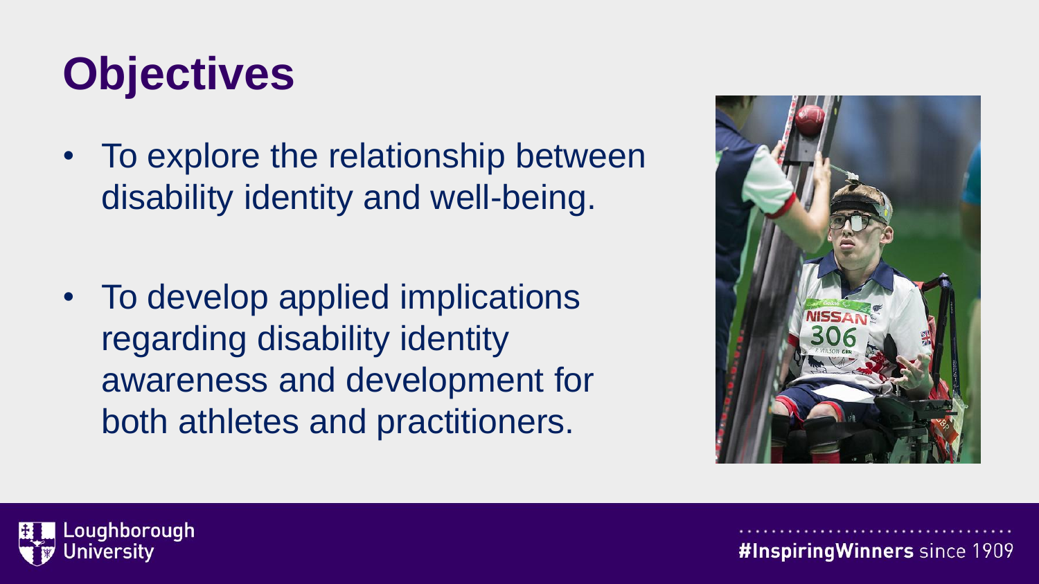# Objectives

- To explore the relationship between disability identity and well-being.
- To develop applied implications regarding disability identity awareness and development for both athletes and practitioners.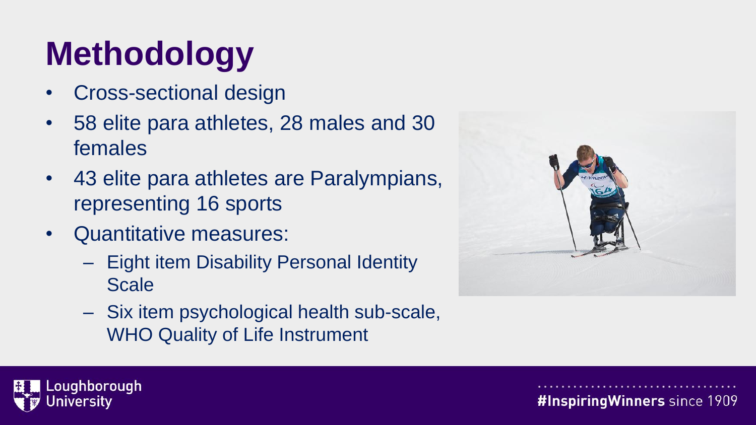# Methodology

- Cross-sectional design
- 58 elite para athletes, 28 males and 30 females
- 43 elite para athletes are Paralympians, representing 16 sports
- Quantitative measures:
  - Eight item Disability Personal Identity Scale
  - Six item psychological health sub-scale, WHO Quality of Life Instrument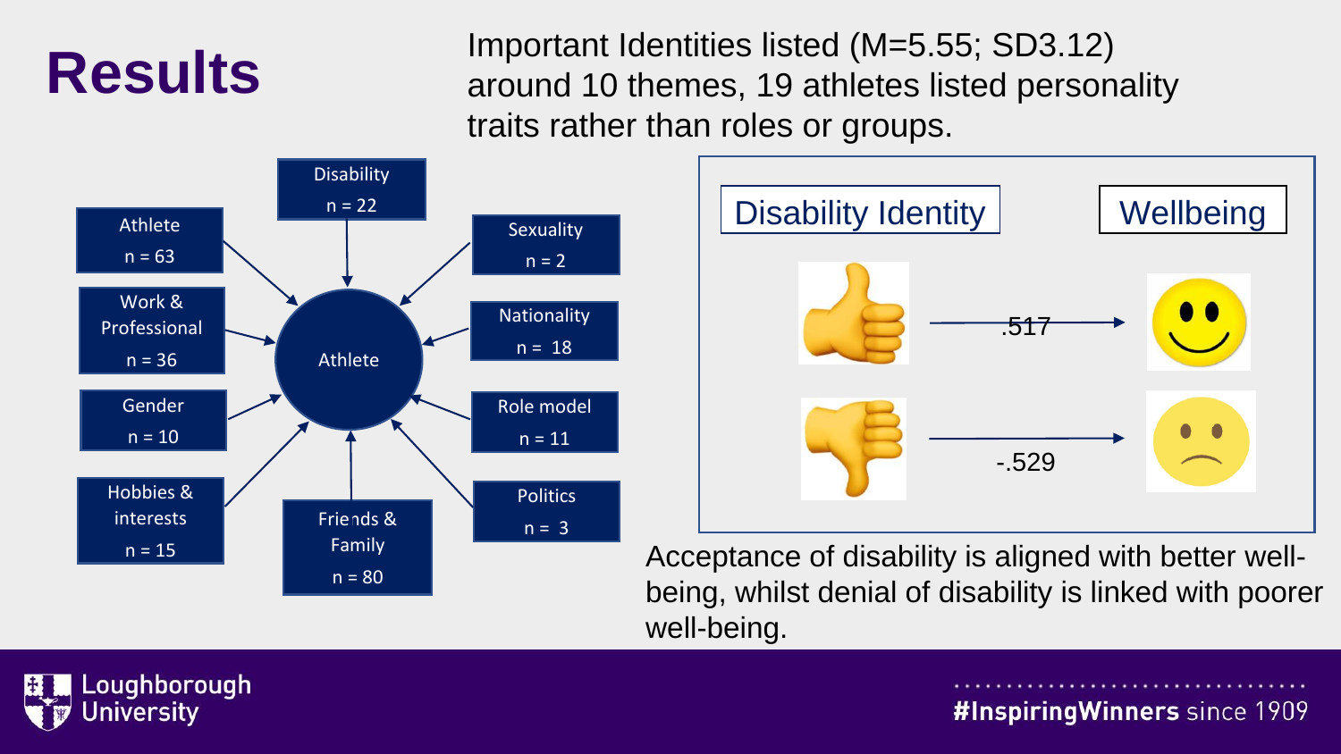# Results

Important Identities listed (M=5.55; SD3.12) around 10 themes, 19 athletes listed personality traits rather than roles or groups.

- Athlete n = 63
- Disability n = 22
- Sexuality n = 2
- Work & Professional n = 36
- Nationality n = 18
- Gender n = 10
- Role model n = 11
- Hobbies & interests n = 15
- Friends & Family n = 80
- Politics n = 3

Disability Identity → Wellbeing

- .517
- -.529

Acceptance of disability is aligned with better well-being, whilst denial of disability is linked with poorer well-being.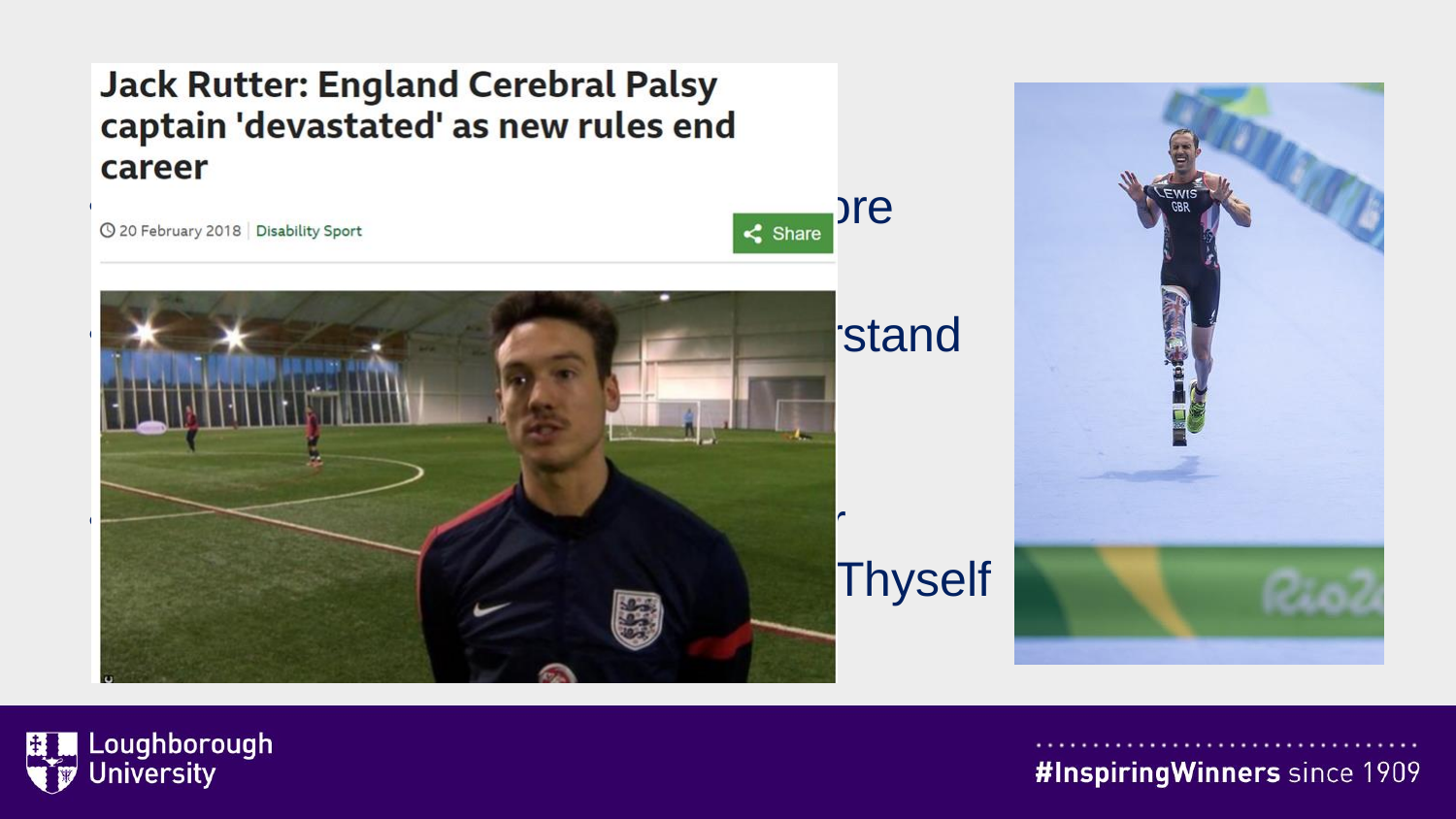# Jack Rutter: England Cerebral Palsy captain 'devastated' as new rules end career

20 February 2018 | Disability Sport

Share

ore

rstand

r

Thyself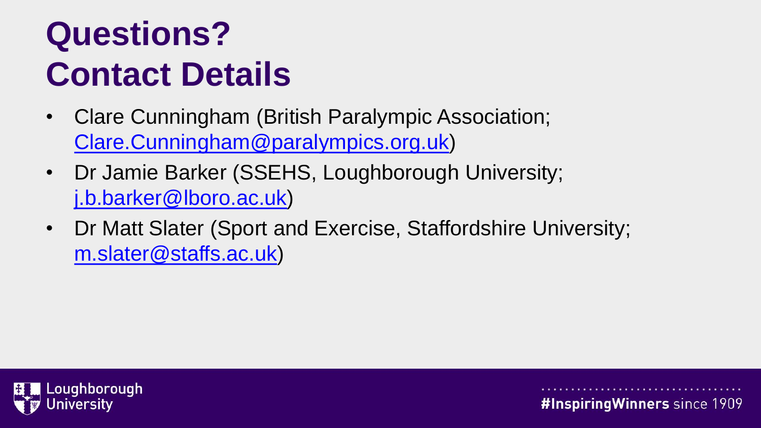# Questions?
# Contact Details

- Clare Cunningham (British Paralympic Association; Clare.Cunningham@paralympics.org.uk)
- Dr Jamie Barker (SSEHS, Loughborough University; j.b.barker@lboro.ac.uk)
- Dr Matt Slater (Sport and Exercise, Staffordshire University; m.slater@staffs.ac.uk)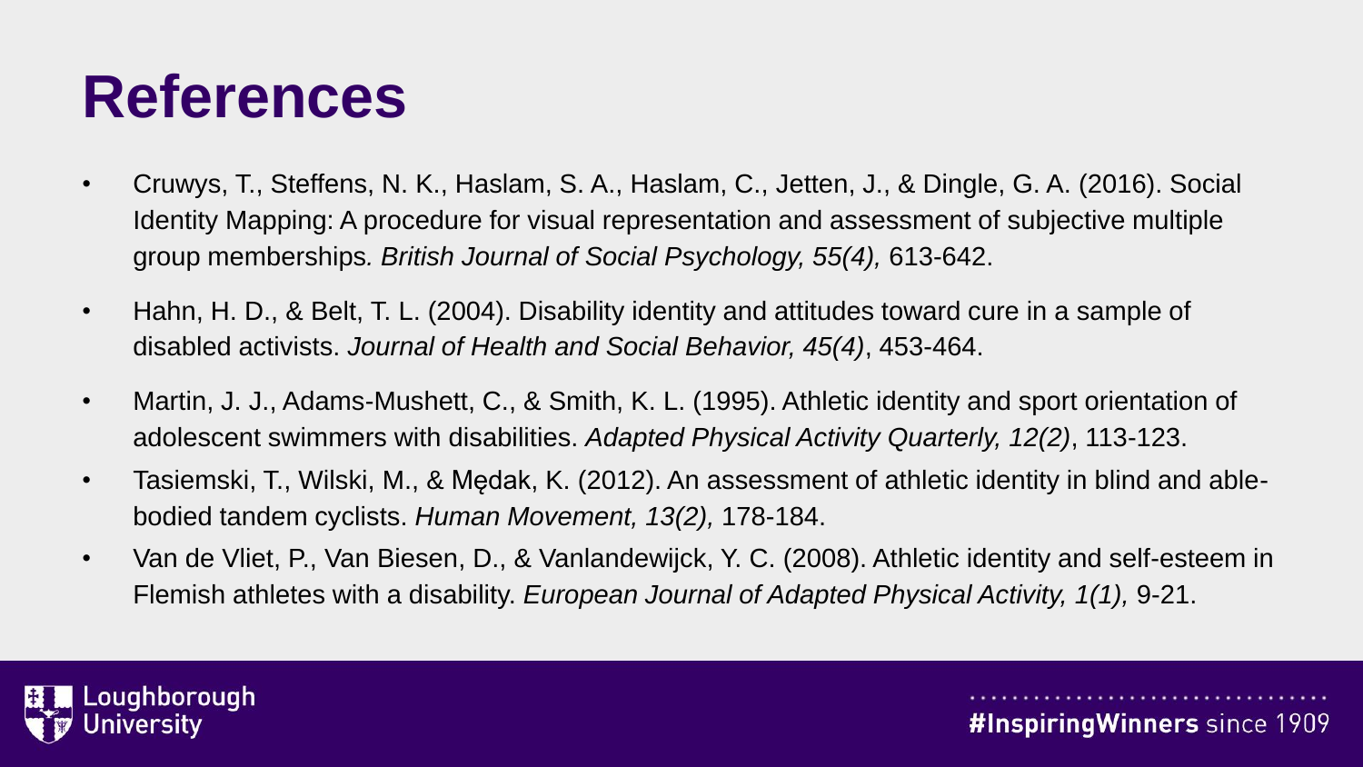# References

- Cruwys, T., Steffens, N. K., Haslam, S. A., Haslam, C., Jetten, J., & Dingle, G. A. (2016). Social Identity Mapping: A procedure for visual representation and assessment of subjective multiple group memberships. *British Journal of Social Psychology, 55(4),* 613-642.
- Hahn, H. D., & Belt, T. L. (2004). Disability identity and attitudes toward cure in a sample of disabled activists. *Journal of Health and Social Behavior, 45(4)*, 453-464.
- Martin, J. J., Adams-Mushett, C., & Smith, K. L. (1995). Athletic identity and sport orientation of adolescent swimmers with disabilities. *Adapted Physical Activity Quarterly, 12(2)*, 113-123.
- Tasiemski, T., Wilski, M., & Mędak, K. (2012). An assessment of athletic identity in blind and able-bodied tandem cyclists. *Human Movement, 13(2),* 178-184.
- Van de Vliet, P., Van Biesen, D., & Vanlandewijck, Y. C. (2008). Athletic identity and self-esteem in Flemish athletes with a disability. *European Journal of Adapted Physical Activity, 1(1),* 9-21.